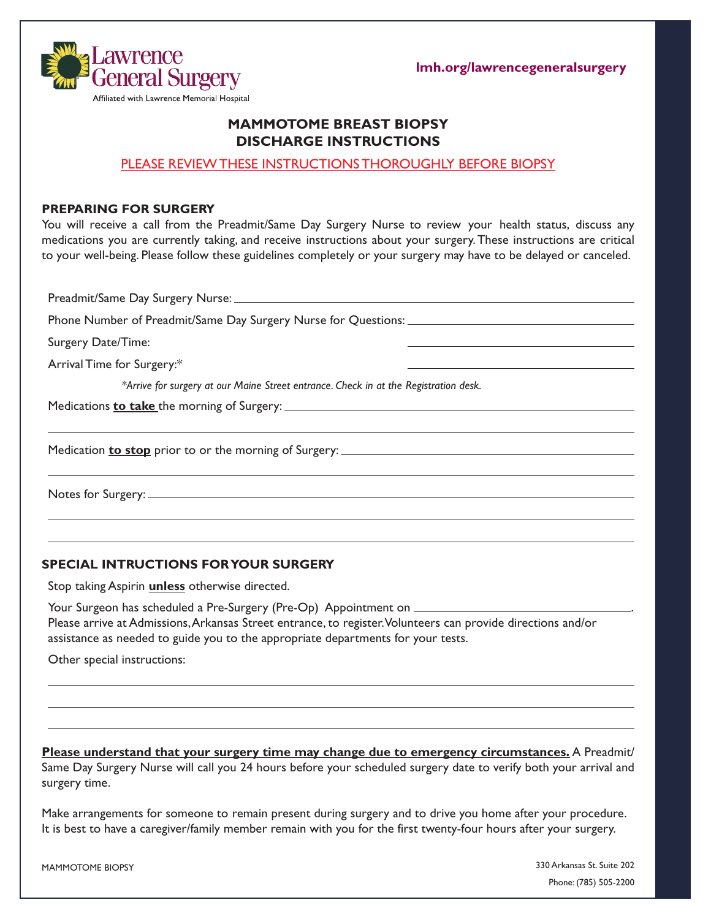Lawrence General Surgery

Affiliated with Lawrence Memorial Hospital

lmh.org/lawrencegeneralsurgery

# MAMMOTOME BREAST BIOPSY DISCHARGE INSTRUCTIONS

PLEASE REVIEW THESE INSTRUCTIONS THOROUGHLY BEFORE BIOPSY

## PREPARING FOR SURGERY

You will receive a call from the Preadmit/Same Day Surgery Nurse to review your health status, discuss any medications you are currently taking, and receive instructions about your surgery. These instructions are critical to your well-being. Please follow these guidelines completely or your surgery may have to be delayed or canceled.

Preadmit/Same Day Surgery Nurse: ______________________________

Phone Number of Preadmit/Same Day Surgery Nurse for Questions: ______________________________

Surgery Date/Time: ______________________________

Arrival Time for Surgery:* ______________________________

*\*Arrive for surgery at our Maine Street entrance. Check in at the Registration desk.*

Medications **to take** the morning of Surgery: ______________________________

______________________________

Medication **to stop** prior to or the morning of Surgery: ______________________________

______________________________

Notes for Surgery: ______________________________

______________________________

______________________________

## SPECIAL INTRUCTIONS FOR YOUR SURGERY

Stop taking Aspirin **unless** otherwise directed.

Your Surgeon has scheduled a Pre-Surgery (Pre-Op) Appointment on ______________________________.
Please arrive at Admissions, Arkansas Street entrance, to register. Volunteers can provide directions and/or assistance as needed to guide you to the appropriate departments for your tests.

Other special instructions:

______________________________

______________________________

______________________________

**Please understand that your surgery time may change due to emergency circumstances.** A Preadmit/ Same Day Surgery Nurse will call you 24 hours before your scheduled surgery date to verify both your arrival and surgery time.

Make arrangements for someone to remain present during surgery and to drive you home after your procedure. It is best to have a caregiver/family member remain with you for the first twenty-four hours after your surgery.

MAMMOTOME BIOPSY

330 Arkansas St. Suite 202

Phone: (785) 505-2200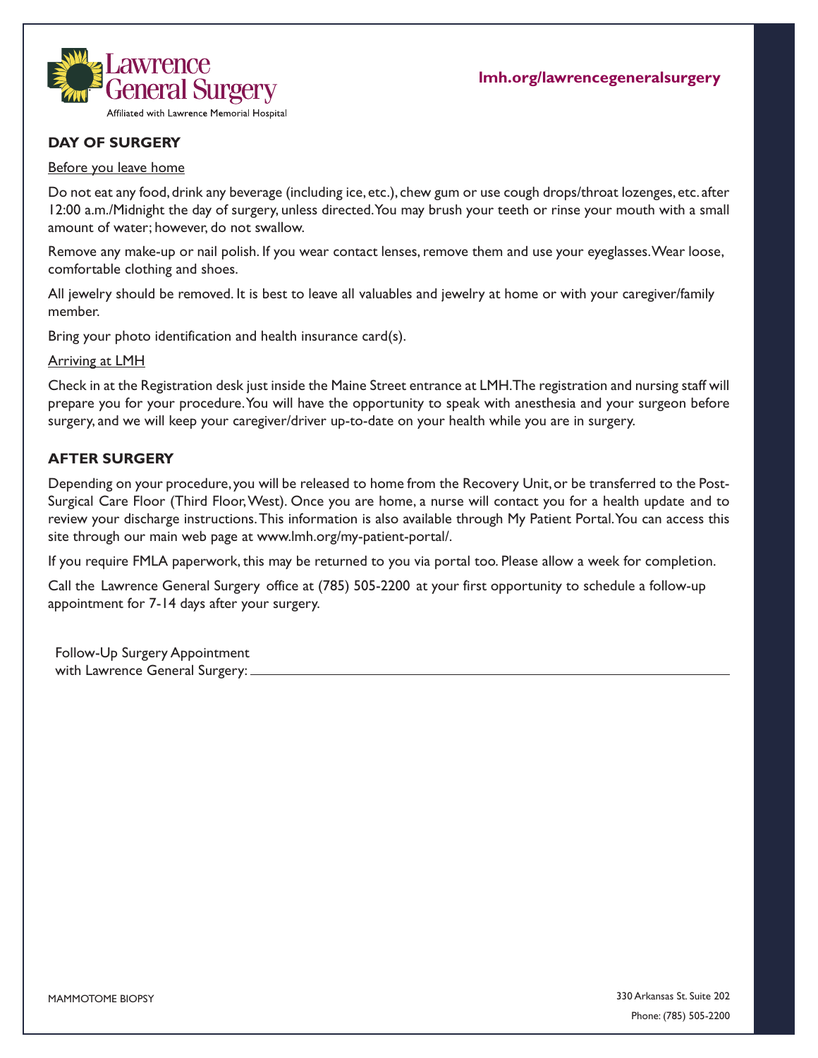Lawrence General Surgery

Affiliated with Lawrence Memorial Hospital

**lmh.org/lawrencegeneralsurgery**

## DAY OF SURGERY

Before you leave home

Do not eat any food, drink any beverage (including ice, etc.), chew gum or use cough drops/throat lozenges, etc. after 12:00 a.m./Midnight the day of surgery, unless directed. You may brush your teeth or rinse your mouth with a small amount of water; however, do not swallow.

Remove any make-up or nail polish. If you wear contact lenses, remove them and use your eyeglasses. Wear loose, comfortable clothing and shoes.

All jewelry should be removed. It is best to leave all valuables and jewelry at home or with your caregiver/family member.

Bring your photo identification and health insurance card(s).

Arriving at LMH

Check in at the Registration desk just inside the Maine Street entrance at LMH. The registration and nursing staff will prepare you for your procedure. You will have the opportunity to speak with anesthesia and your surgeon before surgery, and we will keep your caregiver/driver up-to-date on your health while you are in surgery.

## AFTER SURGERY

Depending on your procedure, you will be released to home from the Recovery Unit, or be transferred to the Post-Surgical Care Floor (Third Floor, West). Once you are home, a nurse will contact you for a health update and to review your discharge instructions. This information is also available through My Patient Portal. You can access this site through our main web page at www.lmh.org/my-patient-portal/.

If you require FMLA paperwork, this may be returned to you via portal too. Please allow a week for completion.

Call the Lawrence General Surgery office at (785) 505-2200 at your first opportunity to schedule a follow-up appointment for 7-14 days after your surgery.

Follow-Up Surgery Appointment
with Lawrence General Surgery: ______________________________

MAMMOTOME BIOPSY

330 Arkansas St. Suite 202
Phone: (785) 505-2200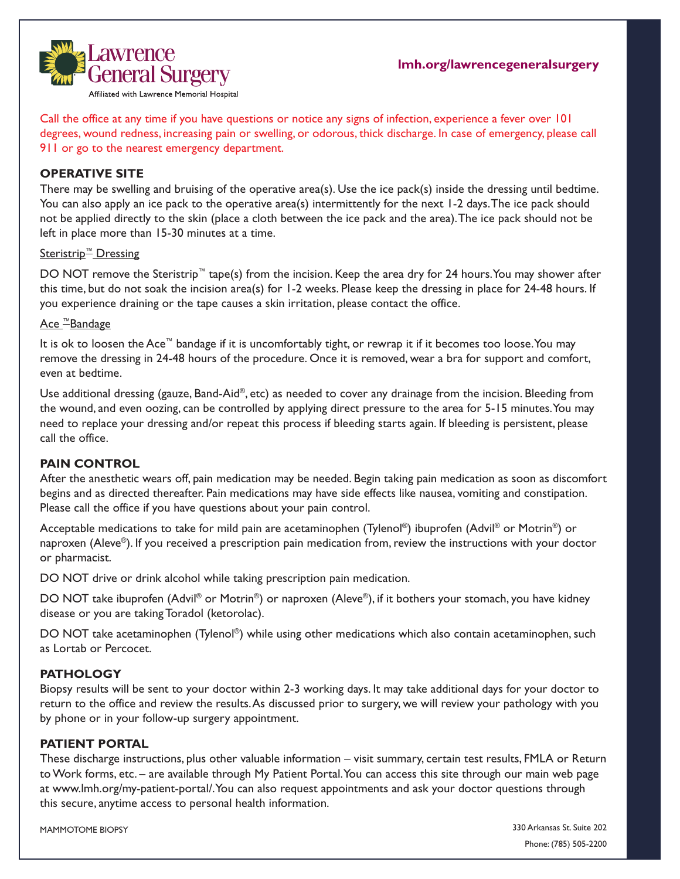Lawrence General Surgery

Affiliated with Lawrence Memorial Hospital

lmh.org/lawrencegeneralsurgery

Call the office at any time if you have questions or notice any signs of infection, experience a fever over 101 degrees, wound redness, increasing pain or swelling, or odorous, thick discharge. In case of emergency, please call 911 or go to the nearest emergency department.

## OPERATIVE SITE

There may be swelling and bruising of the operative area(s). Use the ice pack(s) inside the dressing until bedtime. You can also apply an ice pack to the operative area(s) intermittently for the next 1-2 days. The ice pack should not be applied directly to the skin (place a cloth between the ice pack and the area). The ice pack should not be left in place more than 15-30 minutes at a time.

### Steristrip™ Dressing

DO NOT remove the Steristrip™ tape(s) from the incision. Keep the area dry for 24 hours. You may shower after this time, but do not soak the incision area(s) for 1-2 weeks. Please keep the dressing in place for 24-48 hours. If you experience draining or the tape causes a skin irritation, please contact the office.

### Ace ™Bandage

It is ok to loosen the Ace™ bandage if it is uncomfortably tight, or rewrap it if it becomes too loose. You may remove the dressing in 24-48 hours of the procedure. Once it is removed, wear a bra for support and comfort, even at bedtime.

Use additional dressing (gauze, Band-Aid®, etc) as needed to cover any drainage from the incision. Bleeding from the wound, and even oozing, can be controlled by applying direct pressure to the area for 5-15 minutes. You may need to replace your dressing and/or repeat this process if bleeding starts again. If bleeding is persistent, please call the office.

## PAIN CONTROL

After the anesthetic wears off, pain medication may be needed. Begin taking pain medication as soon as discomfort begins and as directed thereafter. Pain medications may have side effects like nausea, vomiting and constipation. Please call the office if you have questions about your pain control.

Acceptable medications to take for mild pain are acetaminophen (Tylenol®) ibuprofen (Advil® or Motrin®) or naproxen (Aleve®). If you received a prescription pain medication from, review the instructions with your doctor or pharmacist.

DO NOT drive or drink alcohol while taking prescription pain medication.

DO NOT take ibuprofen (Advil® or Motrin®) or naproxen (Aleve®), if it bothers your stomach, you have kidney disease or you are taking Toradol (ketorolac).

DO NOT take acetaminophen (Tylenol®) while using other medications which also contain acetaminophen, such as Lortab or Percocet.

## PATHOLOGY

Biopsy results will be sent to your doctor within 2-3 working days. It may take additional days for your doctor to return to the office and review the results. As discussed prior to surgery, we will review your pathology with you by phone or in your follow-up surgery appointment.

## PATIENT PORTAL

These discharge instructions, plus other valuable information – visit summary, certain test results, FMLA or Return to Work forms, etc. – are available through My Patient Portal. You can access this site through our main web page at www.lmh.org/my-patient-portal/. You can also request appointments and ask your doctor questions through this secure, anytime access to personal health information.

MAMMOTOME BIOPSY

330 Arkansas St. Suite 202

Phone: (785) 505-2200